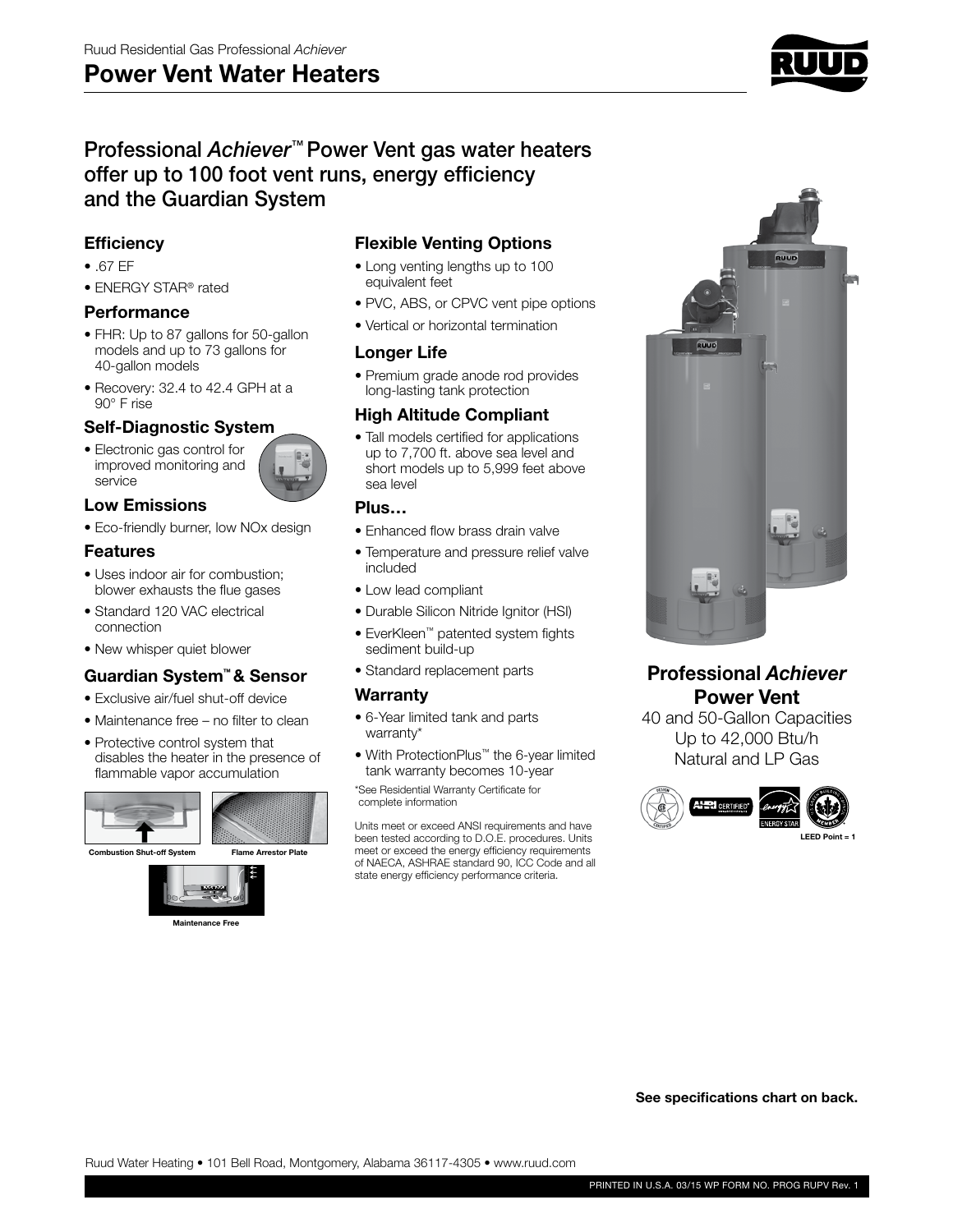Ruud Residential Gas Professional *Achiever*

# Power Vent Water Heaters

## Professional *Achiever*™ Power Vent gas water heaters offer up to 100 foot vent runs, energy efficiency and the Guardian System

### Efficiency

- .67 EF
- ENERGY STAR® rated

### Performance

- FHR: Up to 87 gallons for 50-gallon models and up to 73 gallons for 40-gallon models
- Recovery: 32.4 to 42.4 GPH at a 90° F rise

### Self-Diagnostic System

- Electronic gas control for improved monitoring and service

### Low Emissions

- Eco-friendly burner, low NOx design

### Features

- Uses indoor air for combustion; blower exhausts the flue gases
- Standard 120 VAC electrical connection
- New whisper quiet blower

### Guardian System™ & Sensor

- Exclusive air/fuel shut-off device
- Maintenance free – no filter to clean
- Protective control system that disables the heater in the presence of flammable vapor accumulation

Combustion Shut-off System

Flame Arrestor Plate

Maintenance Free

### Flexible Venting Options

- Long venting lengths up to 100 equivalent feet
- PVC, ABS, or CPVC vent pipe options
- Vertical or horizontal termination

### Longer Life

- Premium grade anode rod provides long-lasting tank protection

### High Altitude Compliant

- Tall models certified for applications up to 7,700 ft. above sea level and short models up to 5,999 feet above sea level

### Plus…

- Enhanced flow brass drain valve
- Temperature and pressure relief valve included
- Low lead compliant
- Durable Silicon Nitride Ignitor (HSI)
- EverKleen™ patented system fights sediment build-up
- Standard replacement parts

### Warranty

- 6-Year limited tank and parts warranty*
- With ProtectionPlus™ the 6-year limited tank warranty becomes 10-year

*See Residential Warranty Certificate for complete information

Units meet or exceed ANSI requirements and have been tested according to D.O.E. procedures. Units meet or exceed the energy efficiency requirements of NAECA, ASHRAE standard 90, ICC Code and all state energy efficiency performance criteria.

## Professional *Achiever* Power Vent

40 and 50-Gallon Capacities
Up to 42,000 Btu/h
Natural and LP Gas

LEED Point = 1

**See specifications chart on back.**

Ruud Water Heating • 101 Bell Road, Montgomery, Alabama 36117-4305 • www.ruud.com

PRINTED IN U.S.A. 03/15 WP FORM NO. PROG RUPV Rev. 1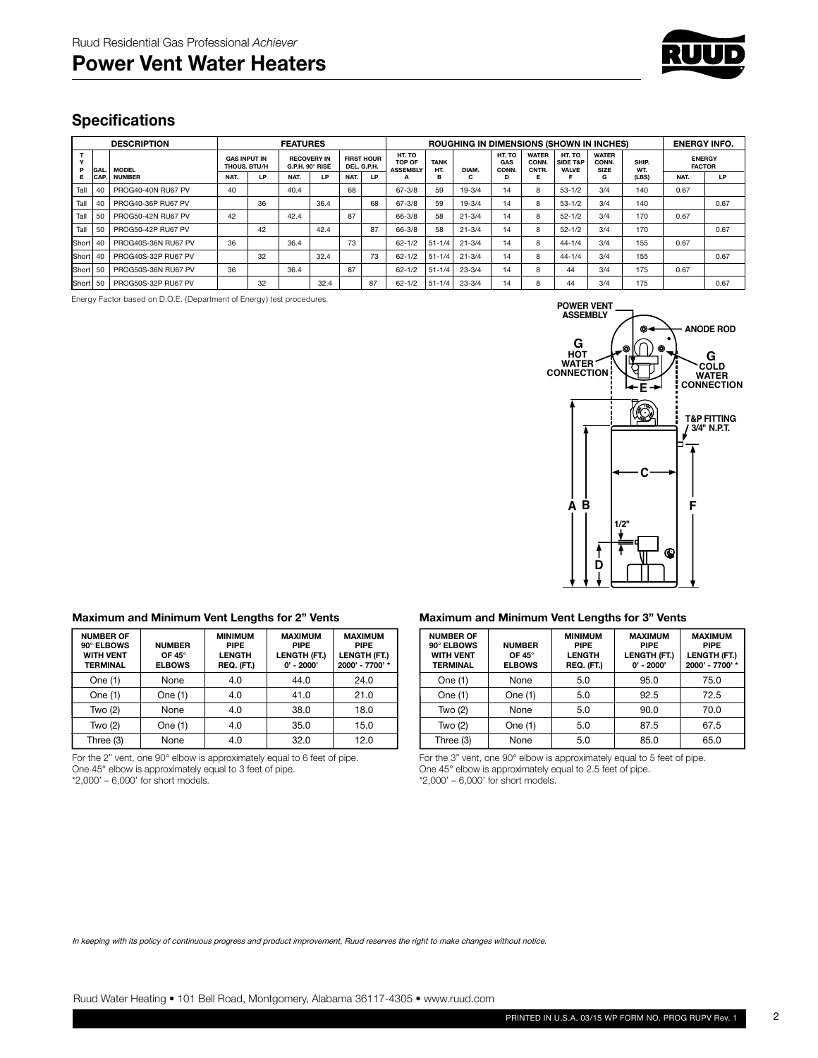Ruud Residential Gas Professional *Achiever*

# Power Vent Water Heaters

## Specifications

| DESCRIPTION | | | FEATURES | | | | | | ROUGHING IN DIMENSIONS (SHOWN IN INCHES) | | | | | | | | ENERGY INFO. | |
|---|---|---|---|---|---|---|---|---|---|---|---|---|---|---|---|---|---|---|
| TYPE | GAL. CAP. | MODEL NUMBER | GAS INPUT IN THOUS. BTU/H | | RECOVERY IN G.P.H. 90° RISE | | FIRST HOUR DEL. G.P.H. | | HT. TO TOP OF ASSEMBLY | TANK HT. | DIAM. | HT. TO GAS CONN. | WATER CONN. CNTR. | HT. TO SIDE T&P VALVE | WATER CONN. SIZE | SHIP. WT. | ENERGY FACTOR | |
| | | | NAT. | LP | NAT. | LP | NAT. | LP | A | B | C | D | E | F | G | (LBS) | NAT. | LP |
| Tall | 40 | PROG40-40N RU67 PV | 40 | | 40.4 | | 68 | | 67-3/8 | 59 | 19-3/4 | 14 | 8 | 53-1/2 | 3/4 | 140 | 0.67 | |
| Tall | 40 | PROG40-36P RU67 PV | | 36 | | 36.4 | | 68 | 67-3/8 | 59 | 19-3/4 | 14 | 8 | 53-1/2 | 3/4 | 140 | | 0.67 |
| Tall | 50 | PROG50-42N RU67 PV | 42 | | 42.4 | | 87 | | 66-3/8 | 58 | 21-3/4 | 14 | 8 | 52-1/2 | 3/4 | 170 | 0.67 | |
| Tall | 50 | PROG50-42P RU67 PV | | 42 | | 42.4 | | 87 | 66-3/8 | 58 | 21-3/4 | 14 | 8 | 52-1/2 | 3/4 | 170 | | 0.67 |
| Short | 40 | PROG40S-36N RU67 PV | 36 | | 36.4 | | 73 | | 62-1/2 | 51-1/4 | 21-3/4 | 14 | 8 | 44-1/4 | 3/4 | 155 | 0.67 | |
| Short | 40 | PROG40S-32P RU67 PV | | 32 | | 32.4 | | 73 | 62-1/2 | 51-1/4 | 21-3/4 | 14 | 8 | 44-1/4 | 3/4 | 155 | | 0.67 |
| Short | 50 | PROG50S-36N RU67 PV | 36 | | 36.4 | | 87 | | 62-1/2 | 51-1/4 | 23-3/4 | 14 | 8 | 44 | 3/4 | 175 | 0.67 | |
| Short | 50 | PROG50S-32P RU67 PV | | 32 | | 32.4 | | 87 | 62-1/2 | 51-1/4 | 23-3/4 | 14 | 8 | 44 | 3/4 | 175 | | 0.67 |

Energy Factor based on D.O.E. (Department of Energy) test procedures.

POWER VENT ASSEMBLY
ANODE ROD
G HOT WATER CONNECTION
G COLD WATER CONNECTION
E
T&P FITTING 3/4" N.P.T.
C
A
B
F
1/2"
D

### Maximum and Minimum Vent Lengths for 2" Vents

| NUMBER OF 90° ELBOWS WITH VENT TERMINAL | NUMBER OF 45° ELBOWS | MINIMUM PIPE LENGTH REQ. (FT.) | MAXIMUM PIPE LENGTH (FT.) 0' - 2000' | MAXIMUM PIPE LENGTH (FT.) 2000' - 7700' * |
|---|---|---|---|---|
| One (1) | None | 4.0 | 44.0 | 24.0 |
| One (1) | One (1) | 4.0 | 41.0 | 21.0 |
| Two (2) | None | 4.0 | 38.0 | 18.0 |
| Two (2) | One (1) | 4.0 | 35.0 | 15.0 |
| Three (3) | None | 4.0 | 32.0 | 12.0 |

For the 2" vent, one 90° elbow is approximately equal to 6 feet of pipe.
One 45° elbow is approximately equal to 3 feet of pipe.
*2,000' – 6,000' for short models.

### Maximum and Minimum Vent Lengths for 3" Vents

| NUMBER OF 90° ELBOWS WITH VENT TERMINAL | NUMBER OF 45° ELBOWS | MINIMUM PIPE LENGTH REQ. (FT.) | MAXIMUM PIPE LENGTH (FT.) 0' - 2000' | MAXIMUM PIPE LENGTH (FT.) 2000' - 7700' * |
|---|---|---|---|---|
| One (1) | None | 5.0 | 95.0 | 75.0 |
| One (1) | One (1) | 5.0 | 92.5 | 72.5 |
| Two (2) | None | 5.0 | 90.0 | 70.0 |
| Two (2) | One (1) | 5.0 | 87.5 | 67.5 |
| Three (3) | None | 5.0 | 85.0 | 65.0 |

For the 3" vent, one 90° elbow is approximately equal to 5 feet of pipe.
One 45° elbow is approximately equal to 2.5 feet of pipe.
*2,000' – 6,000' for short models.

*In keeping with its policy of continuous progress and product improvement, Ruud reserves the right to make changes without notice.*

Ruud Water Heating • 101 Bell Road, Montgomery, Alabama 36117-4305 • www.ruud.com

PRINTED IN U.S.A. 03/15 WP FORM NO. PROG RUPV Rev. 1